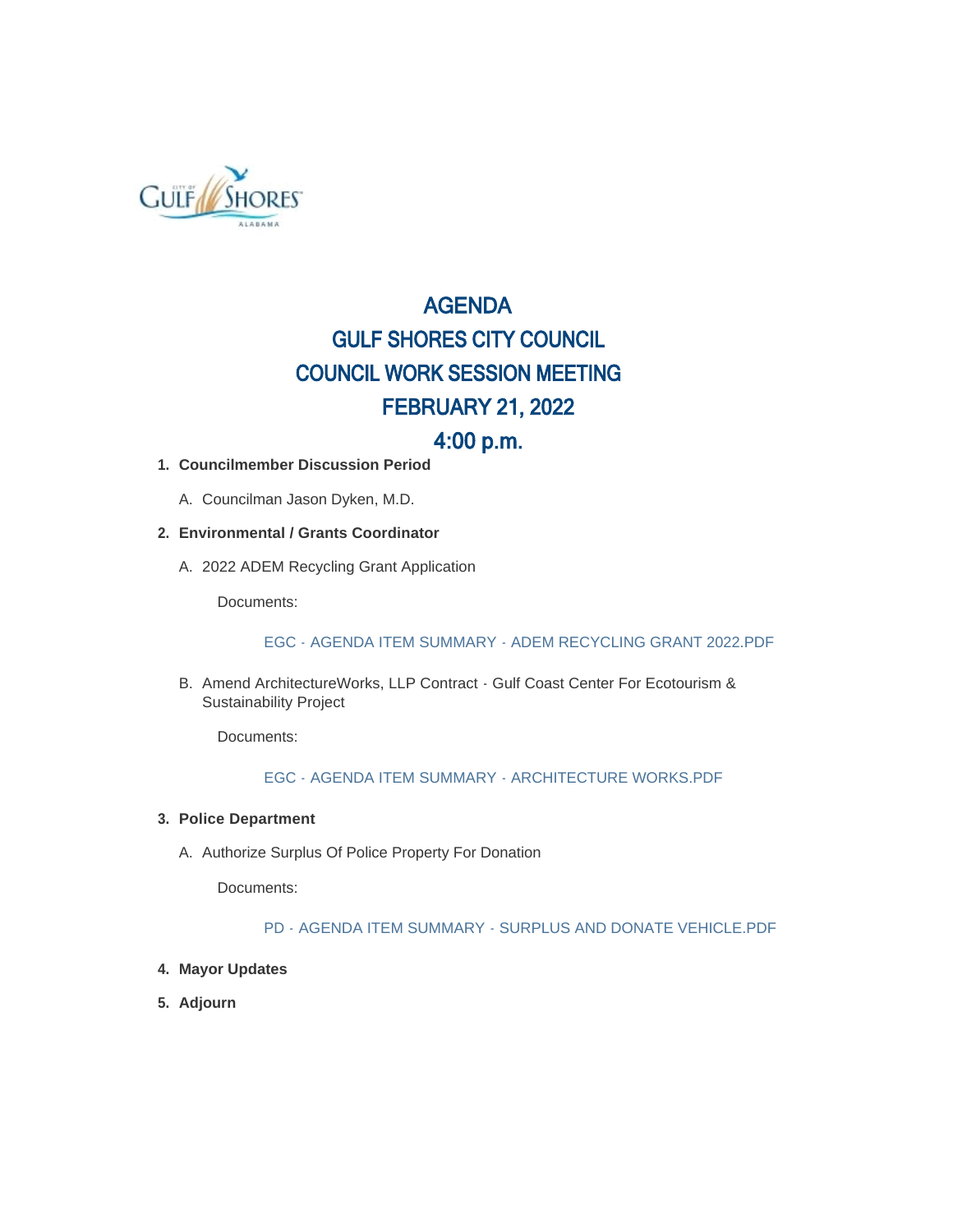# AGENDA
# GULF SHORES CITY COUNCIL
# COUNCIL WORK SESSION MEETING
# FEBRUARY 21, 2022
# 4:00 p.m.

1. **Councilmember Discussion Period**

   A. Councilman Jason Dyken, M.D.

2. **Environmental / Grants Coordinator**

   A. 2022 ADEM Recycling Grant Application

      Documents:

      EGC - AGENDA ITEM SUMMARY - ADEM RECYCLING GRANT 2022.PDF

   B. Amend ArchitectureWorks, LLP Contract - Gulf Coast Center For Ecotourism & Sustainability Project

      Documents:

      EGC - AGENDA ITEM SUMMARY - ARCHITECTURE WORKS.PDF

3. **Police Department**

   A. Authorize Surplus Of Police Property For Donation

      Documents:

      PD - AGENDA ITEM SUMMARY - SURPLUS AND DONATE VEHICLE.PDF

4. **Mayor Updates**

5. **Adjourn**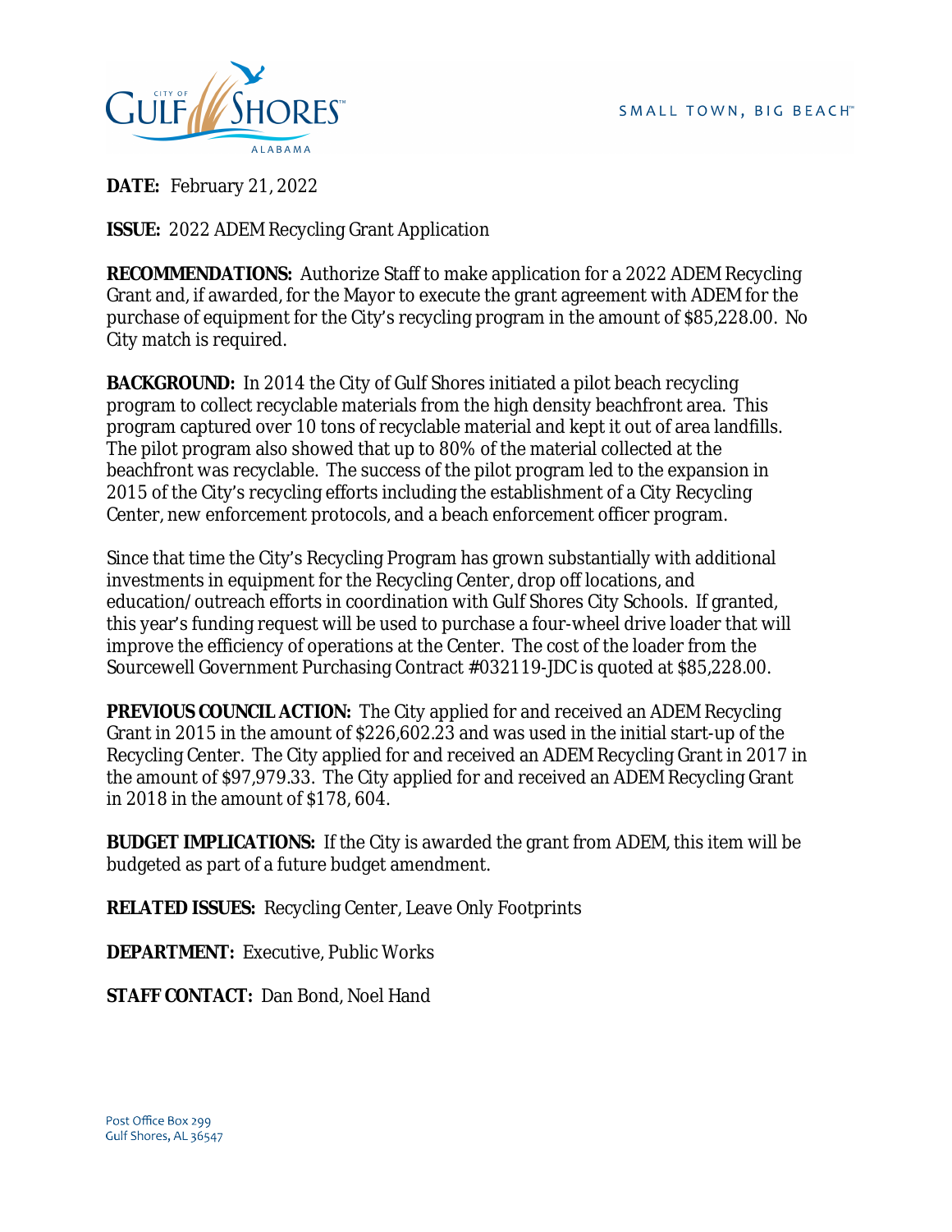**DATE:** February 21, 2022

**ISSUE:** 2022 ADEM Recycling Grant Application

**RECOMMENDATIONS:** Authorize Staff to make application for a 2022 ADEM Recycling Grant and, if awarded, for the Mayor to execute the grant agreement with ADEM for the purchase of equipment for the City's recycling program in the amount of $85,228.00. No City match is required.

**BACKGROUND:** In 2014 the City of Gulf Shores initiated a pilot beach recycling program to collect recyclable materials from the high density beachfront area. This program captured over 10 tons of recyclable material and kept it out of area landfills. The pilot program also showed that up to 80% of the material collected at the beachfront was recyclable. The success of the pilot program led to the expansion in 2015 of the City's recycling efforts including the establishment of a City Recycling Center, new enforcement protocols, and a beach enforcement officer program.

Since that time the City's Recycling Program has grown substantially with additional investments in equipment for the Recycling Center, drop off locations, and education/outreach efforts in coordination with Gulf Shores City Schools. If granted, this year's funding request will be used to purchase a four-wheel drive loader that will improve the efficiency of operations at the Center. The cost of the loader from the Sourcewell Government Purchasing Contract #032119-JDC is quoted at $85,228.00.

**PREVIOUS COUNCIL ACTION:** The City applied for and received an ADEM Recycling Grant in 2015 in the amount of $226,602.23 and was used in the initial start-up of the Recycling Center. The City applied for and received an ADEM Recycling Grant in 2017 in the amount of $97,979.33. The City applied for and received an ADEM Recycling Grant in 2018 in the amount of $178, 604.

**BUDGET IMPLICATIONS:** If the City is awarded the grant from ADEM, this item will be budgeted as part of a future budget amendment.

**RELATED ISSUES:** Recycling Center, Leave Only Footprints

**DEPARTMENT:** Executive, Public Works

**STAFF CONTACT:** Dan Bond, Noel Hand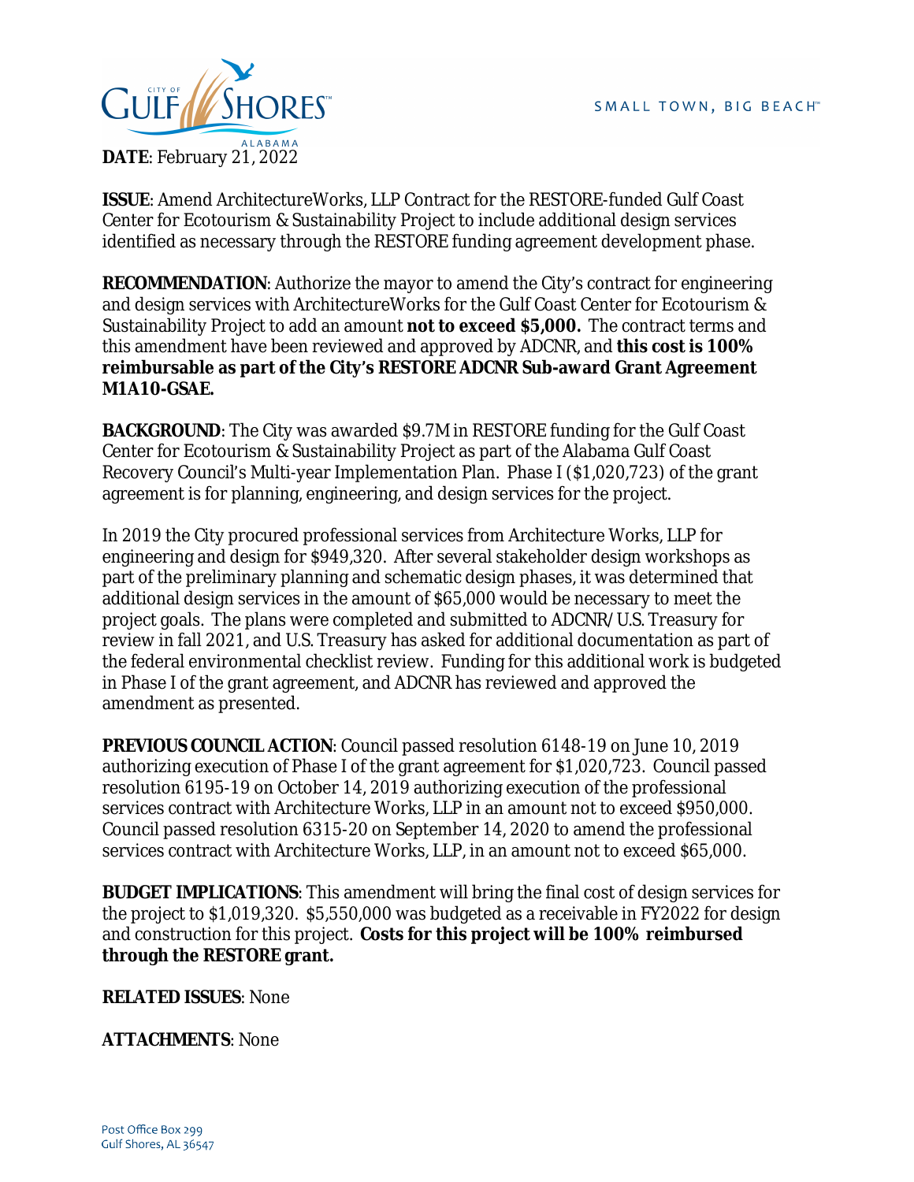**DATE**: February 21, 2022

**ISSUE**: Amend ArchitectureWorks, LLP Contract for the RESTORE-funded Gulf Coast Center for Ecotourism & Sustainability Project to include additional design services identified as necessary through the RESTORE funding agreement development phase.

**RECOMMENDATION**: Authorize the mayor to amend the City's contract for engineering and design services with ArchitectureWorks for the Gulf Coast Center for Ecotourism & Sustainability Project to add an amount **not to exceed $5,000.** The contract terms and this amendment have been reviewed and approved by ADCNR, and **this cost is 100% reimbursable as part of the City's RESTORE ADCNR Sub-award Grant Agreement M1A10-GSAE.**

**BACKGROUND**: The City was awarded $9.7M in RESTORE funding for the Gulf Coast Center for Ecotourism & Sustainability Project as part of the Alabama Gulf Coast Recovery Council's Multi-year Implementation Plan. Phase I ($1,020,723) of the grant agreement is for planning, engineering, and design services for the project.

In 2019 the City procured professional services from Architecture Works, LLP for engineering and design for $949,320. After several stakeholder design workshops as part of the preliminary planning and schematic design phases, it was determined that additional design services in the amount of $65,000 would be necessary to meet the project goals. The plans were completed and submitted to ADCNR/U.S. Treasury for review in fall 2021, and U.S. Treasury has asked for additional documentation as part of the federal environmental checklist review. Funding for this additional work is budgeted in Phase I of the grant agreement, and ADCNR has reviewed and approved the amendment as presented.

**PREVIOUS COUNCIL ACTION**: Council passed resolution 6148-19 on June 10, 2019 authorizing execution of Phase I of the grant agreement for $1,020,723. Council passed resolution 6195-19 on October 14, 2019 authorizing execution of the professional services contract with Architecture Works, LLP in an amount not to exceed $950,000. Council passed resolution 6315-20 on September 14, 2020 to amend the professional services contract with Architecture Works, LLP, in an amount not to exceed $65,000.

**BUDGET IMPLICATIONS**: This amendment will bring the final cost of design services for the project to $1,019,320. $5,550,000 was budgeted as a receivable in FY2022 for design and construction for this project. **Costs for this project will be 100% reimbursed through the RESTORE grant.**

**RELATED ISSUES**: None

**ATTACHMENTS**: None

Post Office Box 299
Gulf Shores, AL 36547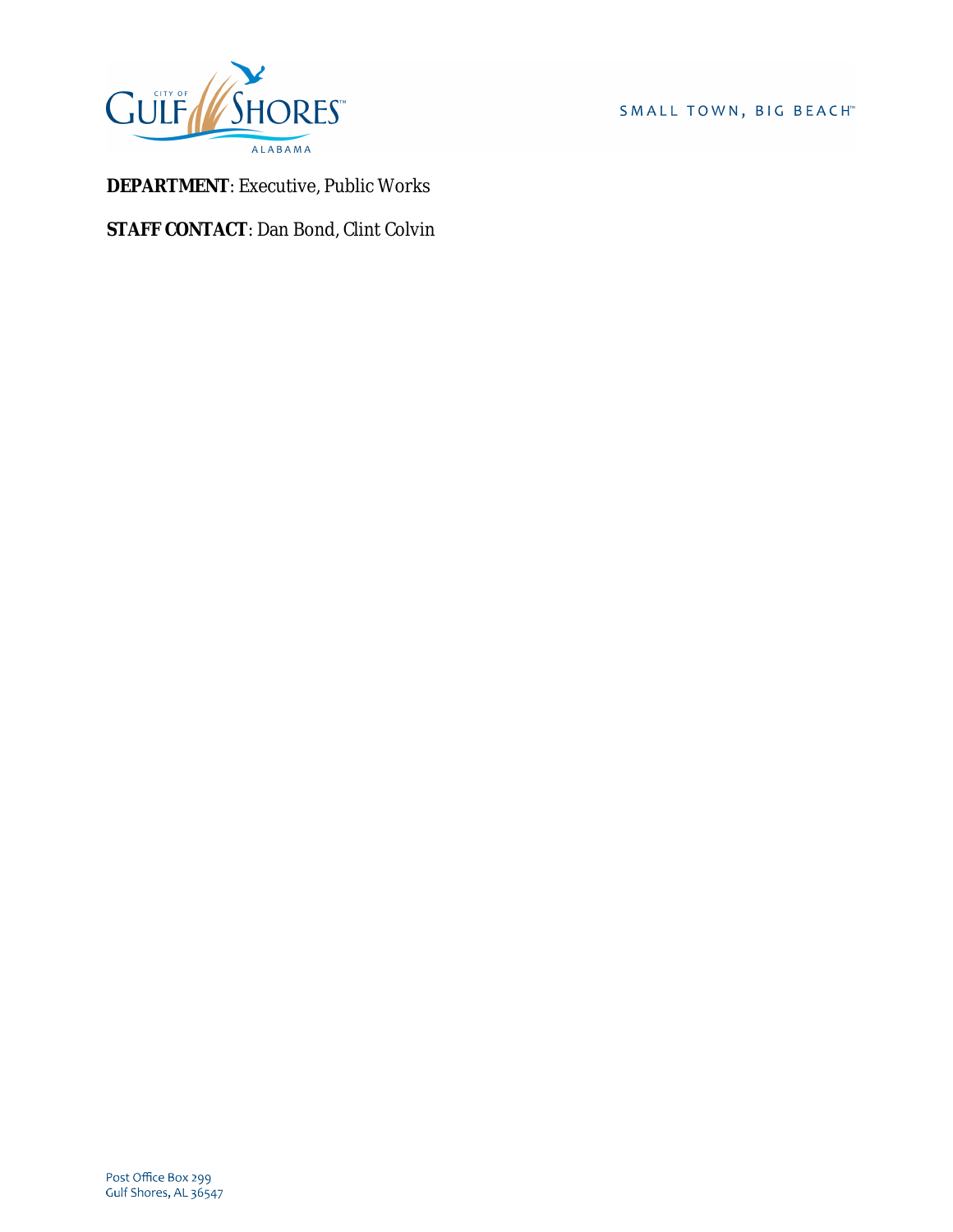**DEPARTMENT**: Executive, Public Works

**STAFF CONTACT**: Dan Bond, Clint Colvin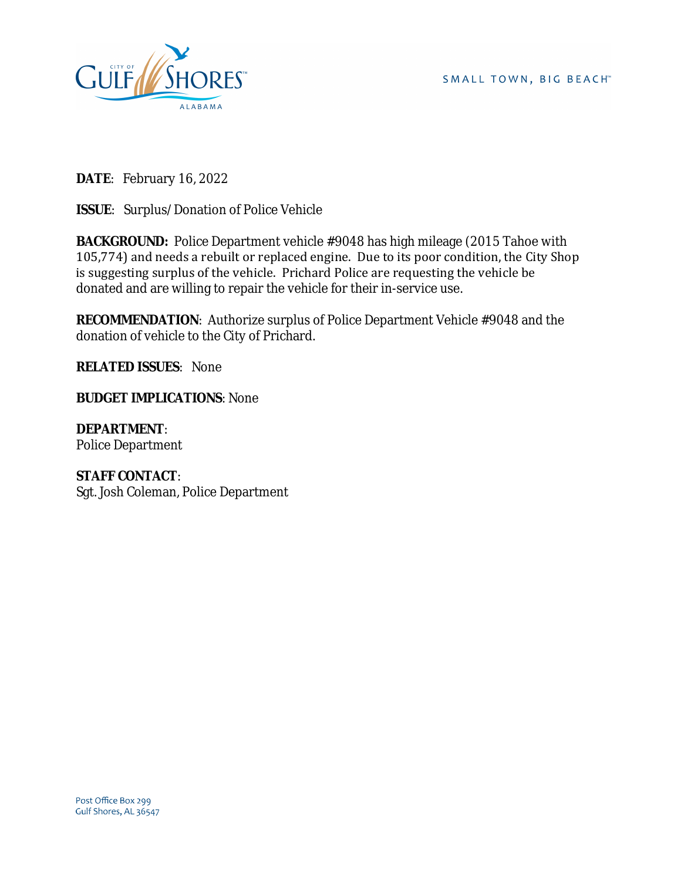CITY OF GULF SHORES ALABAMA

SMALL TOWN, BIG BEACH™

**DATE**: February 16, 2022

**ISSUE**: Surplus/Donation of Police Vehicle

**BACKGROUND:** Police Department vehicle #9048 has high mileage (2015 Tahoe with 105,774) and needs a rebuilt or replaced engine. Due to its poor condition, the City Shop is suggesting surplus of the vehicle. Prichard Police are requesting the vehicle be donated and are willing to repair the vehicle for their in-service use.

**RECOMMENDATION**: Authorize surplus of Police Department Vehicle #9048 and the donation of vehicle to the City of Prichard.

**RELATED ISSUES**: None

**BUDGET IMPLICATIONS**: None

**DEPARTMENT**:
Police Department

**STAFF CONTACT**:
Sgt. Josh Coleman, Police Department

Post Office Box 299
Gulf Shores, AL 36547